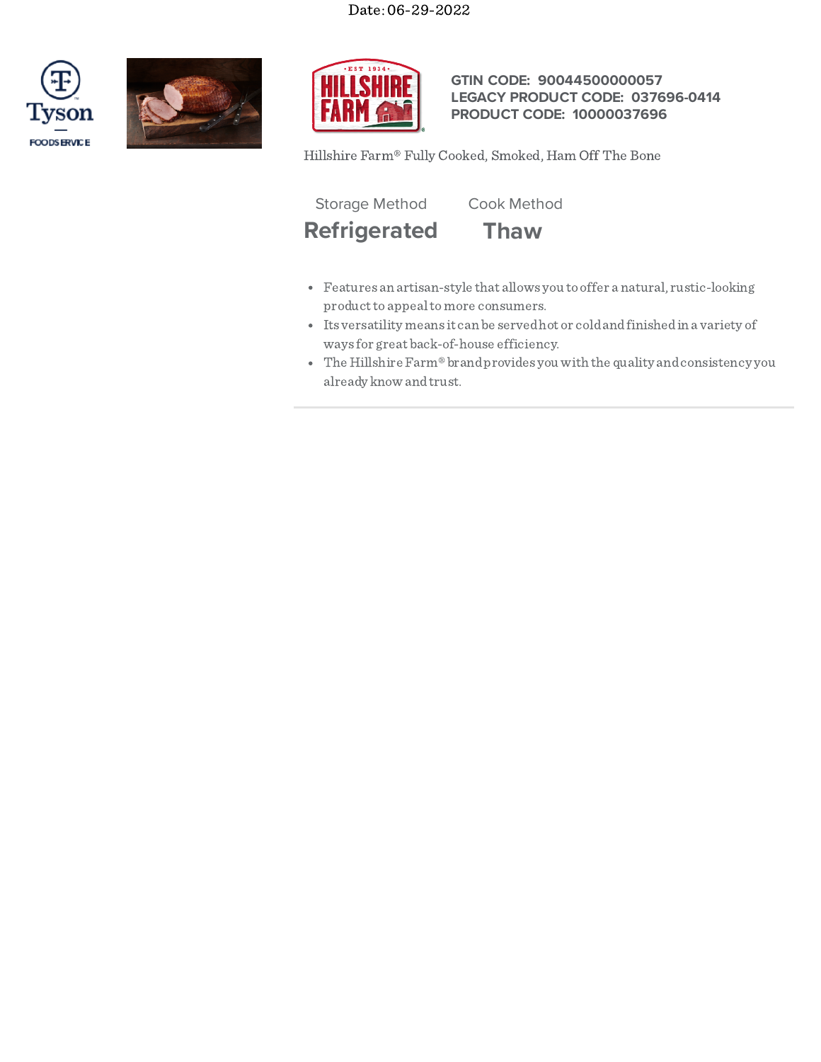Date: 06-29-2022

**GTIN CODE: 90044500000057**
**LEGACY PRODUCT CODE: 037696-0414**
**PRODUCT CODE: 10000037696**

Hillshire Farm® Fully Cooked, Smoked, Ham Off The Bone

| Storage Method | Cook Method |
|---|---|
| **Refrigerated** | **Thaw** |

- Features an artisan-style that allows you to offer a natural, rustic-looking product to appeal to more consumers.
- Its versatility means it can be served hot or cold and finished in a variety of ways for great back-of-house efficiency.
- The Hillshire Farm® brand provides you with the quality and consistency you already know and trust.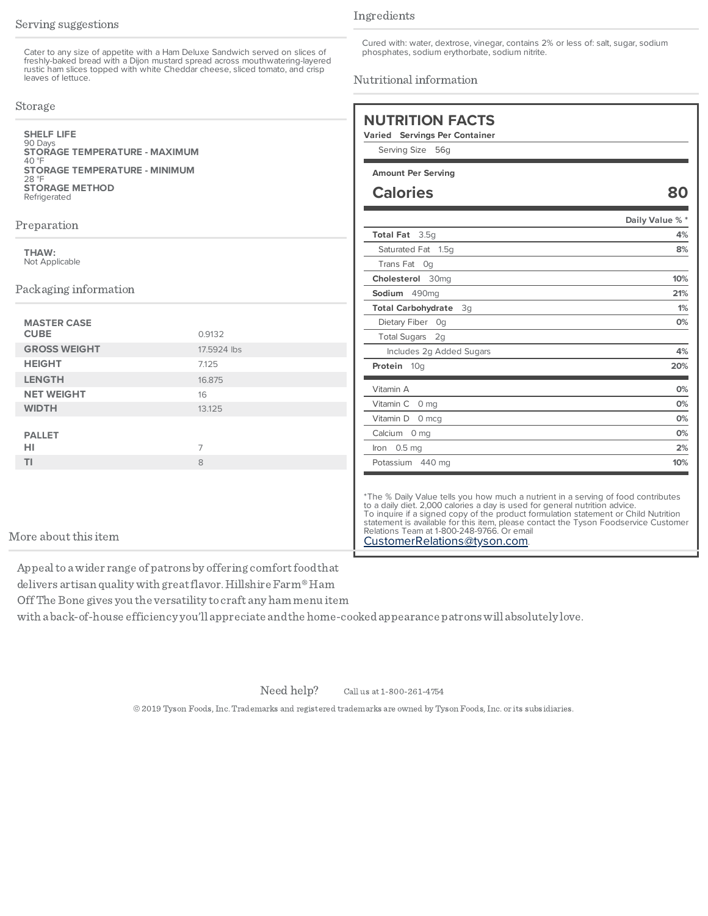## Serving suggestions

Cater to any size of appetite with a Ham Deluxe Sandwich served on slices of freshly-baked bread with a Dijon mustard spread across mouthwatering-layered rustic ham slices topped with white Cheddar cheese, sliced tomato, and crisp leaves of lettuce.

## Storage

**SHELF LIFE**
90 Days
**STORAGE TEMPERATURE - MAXIMUM**
40 °F
**STORAGE TEMPERATURE - MINIMUM**
28 °F
**STORAGE METHOD**
Refrigerated

## Preparation

**THAW:**
Not Applicable

## Packaging information

| | |
|---|---|
| **MASTER CASE** | |
| **CUBE** | 0.9132 |
| **GROSS WEIGHT** | 17.5924 lbs |
| **HEIGHT** | 7.125 |
| **LENGTH** | 16.875 |
| **NET WEIGHT** | 16 |
| **WIDTH** | 13.125 |

| | |
|---|---|
| **PALLET** | |
| **HI** | 7 |
| **TI** | 8 |

## Ingredients

Cured with: water, dextrose, vinegar, contains 2% or less of: salt, sugar, sodium phosphates, sodium erythorbate, sodium nitrite.

## Nutritional information

**NUTRITION FACTS**
**Varied Servings Per Container**
Serving Size 56g

**Amount Per Serving**
**Calories 80**

| | Daily Value % * |
|---|---|
| **Total Fat** 3.5g | **4%** |
| Saturated Fat 1.5g | **8%** |
| Trans Fat 0g | |
| **Cholesterol** 30mg | **10%** |
| **Sodium** 490mg | **21%** |
| **Total Carbohydrate** 3g | **1%** |
| Dietary Fiber 0g | **0%** |
| Total Sugars 2g | |
| Includes 2g Added Sugars | **4%** |
| **Protein** 10g | **20%** |
| Vitamin A | **0%** |
| Vitamin C 0 mg | **0%** |
| Vitamin D 0 mcg | **0%** |
| Calcium 0 mg | **0%** |
| Iron 0.5 mg | **2%** |
| Potassium 440 mg | **10%** |

*The % Daily Value tells you how much a nutrient in a serving of food contributes to a daily diet. 2,000 calories a day is used for general nutrition advice.
To inquire if a signed copy of the product formulation statement or Child Nutrition statement is available for this item, please contact the Tyson Foodservice Customer Relations Team at 1-800-248-9766. Or email CustomerRelations@tyson.com.

## More about this item

Appeal to a wider range of patrons by offering comfort food that delivers artisan quality with great flavor. Hillshire Farm® Ham Off The Bone gives you the versatility to craft any ham menu item with a back-of-house efficiency you'll appreciate and the home-cooked appearance patrons will absolutely love.

Need help? Call us at 1-800-261-4754

© 2019 Tyson Foods, Inc. Trademarks and registered trademarks are owned by Tyson Foods, Inc. or its subsidiaries.